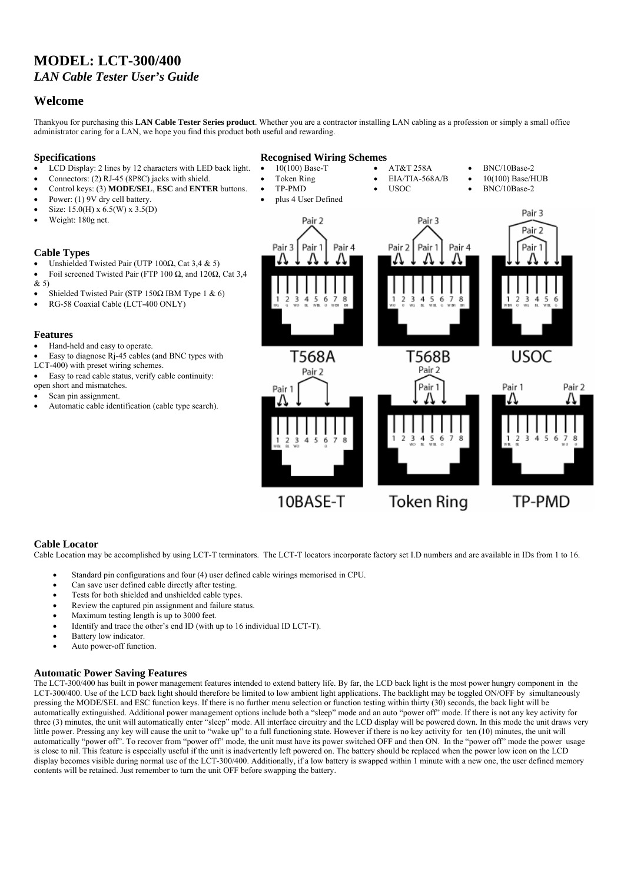# MODEL: LCT-300/400

*LAN Cable Tester User's Guide*

## Welcome

Thankyou for purchasing this **LAN Cable Tester Series product**. Whether you are a contractor installing LAN cabling as a profession or simply a small office administrator caring for a LAN, we hope you find this product both useful and rewarding.

### Specifications

- LCD Display: 2 lines by 12 characters with LED back light.
- Connectors: (2) RJ-45 (8P8C) jacks with shield.
- Control keys: (3) **MODE/SEL**, **ESC** and **ENTER** buttons.
- Power: (1) 9V dry cell battery.
- Size: 15.0(H) x 6.5(W) x 3.5(D)
- Weight: 180g net.

### Cable Types

- Unshielded Twisted Pair (UTP 100Ω, Cat 3,4 & 5)
- Foil screened Twisted Pair (FTP 100 Ω, and 120Ω, Cat 3,4 & 5)
- Shielded Twisted Pair (STP 150Ω IBM Type 1 & 6)
- RG-58 Coaxial Cable (LCT-400 ONLY)

### Features

- Hand-held and easy to operate.
- Easy to diagnose Rj-45 cables (and BNC types with LCT-400) with preset wiring schemes.
- Easy to read cable status, verify cable continuity: open short and mismatches.
- Scan pin assignment.
- Automatic cable identification (cable type search).

### Recognised Wiring Schemes

- 10(100) Base-T
- Token Ring
- TP-PMD
- plus 4 User Defined
- AT&T 258A
- EIA/TIA-568A/B
- USOC
- BNC/10Base-2
- 10(100) Base/HUB
- BNC/10Base-2

T568A — T568B — USOC — 10BASE-T — Token Ring — TP-PMD

### Cable Locator

Cable Location may be accomplished by using LCT-T terminators. The LCT-T locators incorporate factory set I.D numbers and are available in IDs from 1 to 16.

- Standard pin configurations and four (4) user defined cable wirings memorised in CPU.
- Can save user defined cable directly after testing.
- Tests for both shielded and unshielded cable types.
- Review the captured pin assignment and failure status.
- Maximum testing length is up to 3000 feet.
- Identify and trace the other's end ID (with up to 16 individual ID LCT-T).
- Battery low indicator.
- Auto power-off function.

### Automatic Power Saving Features

The LCT-300/400 has built in power management features intended to extend battery life. By far, the LCD back light is the most power hungry component in the LCT-300/400. Use of the LCD back light should therefore be limited to low ambient light applications. The backlight may be toggled ON/OFF by simultaneously pressing the MODE/SEL and ESC function keys. If there is no further menu selection or function testing within thirty (30) seconds, the back light will be automatically extinguished. Additional power management options include both a "sleep" mode and an auto "power off" mode. If there is not any key activity for three (3) minutes, the unit will automatically enter "sleep" mode. All interface circuitry and the LCD display will be powered down. In this mode the unit draws very little power. Pressing any key will cause the unit to "wake up" to a full functioning state. However if there is no key activity for ten (10) minutes, the unit will automatically "power off". To recover from "power off" mode, the unit must have its power switched OFF and then ON. In the "power off" mode the power usage is close to nil. This feature is especially useful if the unit is inadvertently left powered on. The battery should be replaced when the power low icon on the LCD display becomes visible during normal use of the LCT-300/400. Additionally, if a low battery is swapped within 1 minute with a new one, the user defined memory contents will be retained. Just remember to turn the unit OFF before swapping the battery.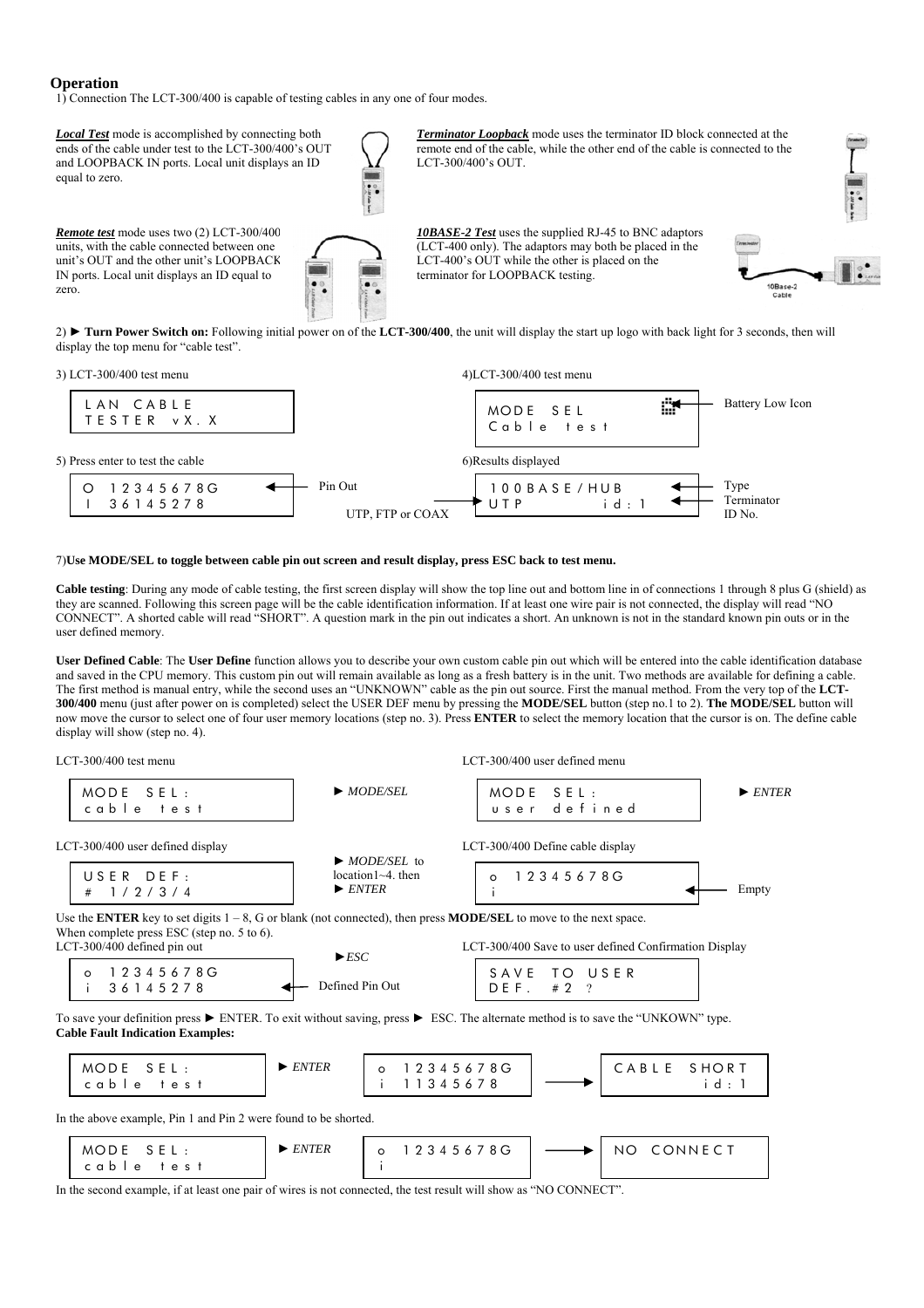## Operation

1) Connection The LCT-300/400 is capable of testing cables in any one of four modes.

***Local Test*** mode is accomplished by connecting both ends of the cable under test to the LCT-300/400's OUT and LOOPBACK IN ports. Local unit displays an ID equal to zero.

***Terminator Loopback*** mode uses the terminator ID block connected at the remote end of the cable, while the other end of the cable is connected to the LCT-300/400's OUT.

***Remote test*** mode uses two (2) LCT-300/400 units, with the cable connected between one unit's OUT and the other unit's LOOPBACK IN ports. Local unit displays an ID equal to zero.

***10BASE-2 Test*** uses the supplied RJ-45 to BNC adaptors (LCT-400 only). The adaptors may both be placed in the LCT-400's OUT while the other is placed on the terminator for LOOPBACK testing.

10Base-2 Cable

2) ► **Turn Power Switch on:** Following initial power on of the **LCT-300/400**, the unit will display the start up logo with back light for 3 seconds, then will display the top menu for "cable test".

3) LCT-300/400 test menu

```
LAN CABLE
TESTER vX.X
```

4)LCT-300/400 test menu

```
MODE SEL
Cable test
```

Battery Low Icon

5) Press enter to test the cable

```
O 12345678G
I 36145278
```

Pin Out

UTP, FTP or COAX

6)Results displayed

```
100BASE/HUB
UTP         id:1
```

Type

Terminator ID No.

7)**Use MODE/SEL to toggle between cable pin out screen and result display, press ESC back to test menu.**

**Cable testing**: During any mode of cable testing, the first screen display will show the top line out and bottom line in of connections 1 through 8 plus G (shield) as they are scanned. Following this screen page will be the cable identification information. If at least one wire pair is not connected, the display will read "NO CONNECT". A shorted cable will read "SHORT". A question mark in the pin out indicates a short. An unknown is not in the standard known pin outs or in the user defined memory.

**User Defined Cable**: The **User Define** function allows you to describe your own custom cable pin out which will be entered into the cable identification database and saved in the CPU memory. This custom pin out will remain available as long as a fresh battery is in the unit. Two methods are available for defining a cable. The first method is manual entry, while the second uses an "UNKNOWN" cable as the pin out source. First the manual method. From the very top of the **LCT-300/400** menu (just after power on is completed) select the USER DEF menu by pressing the **MODE/SEL** button (step no.1 to 2). **The MODE/SEL** button will now move the cursor to select one of four user memory locations (step no. 3). Press **ENTER** to select the memory location that the cursor is on. The define cable display will show (step no. 4).

LCT-300/400 test menu

```
MODE SEL:
cable test
```

► *MODE/SEL*

LCT-300/400 user defined menu

```
MODE SEL:
user defined
```

► *ENTER*

LCT-300/400 user defined display

```
USER DEF:
# 1/2/3/4
```

► *MODE/SEL* to location1~4. then ► *ENTER*

LCT-300/400 Define cable display

```
o 12345678G
i
```

Empty

Use the **ENTER** key to set digits 1 – 8, G or blank (not connected), then press **MODE/SEL** to move to the next space.
When complete press ESC (step no. 5 to 6).

LCT-300/400 defined pin out

```
o 12345678G
i 36145278
```

Defined Pin Out

►*ESC*

LCT-300/400 Save to user defined Confirmation Display

```
SAVE TO USER
DEF. #2 ?
```

To save your definition press ► ENTER. To exit without saving, press ► ESC. The alternate method is to save the "UNKOWN" type.

**Cable Fault Indication Examples:**

```
MODE SEL:
cable test
```

► *ENTER*

```
o 12345678G
i 11345678
```

```
CABLE SHORT
         id:1
```

In the above example, Pin 1 and Pin 2 were found to be shorted.

```
MODE SEL:
cable test
```

► *ENTER*

```
o 12345678G
i
```

```
NO CONNECT
```

In the second example, if at least one pair of wires is not connected, the test result will show as "NO CONNECT".